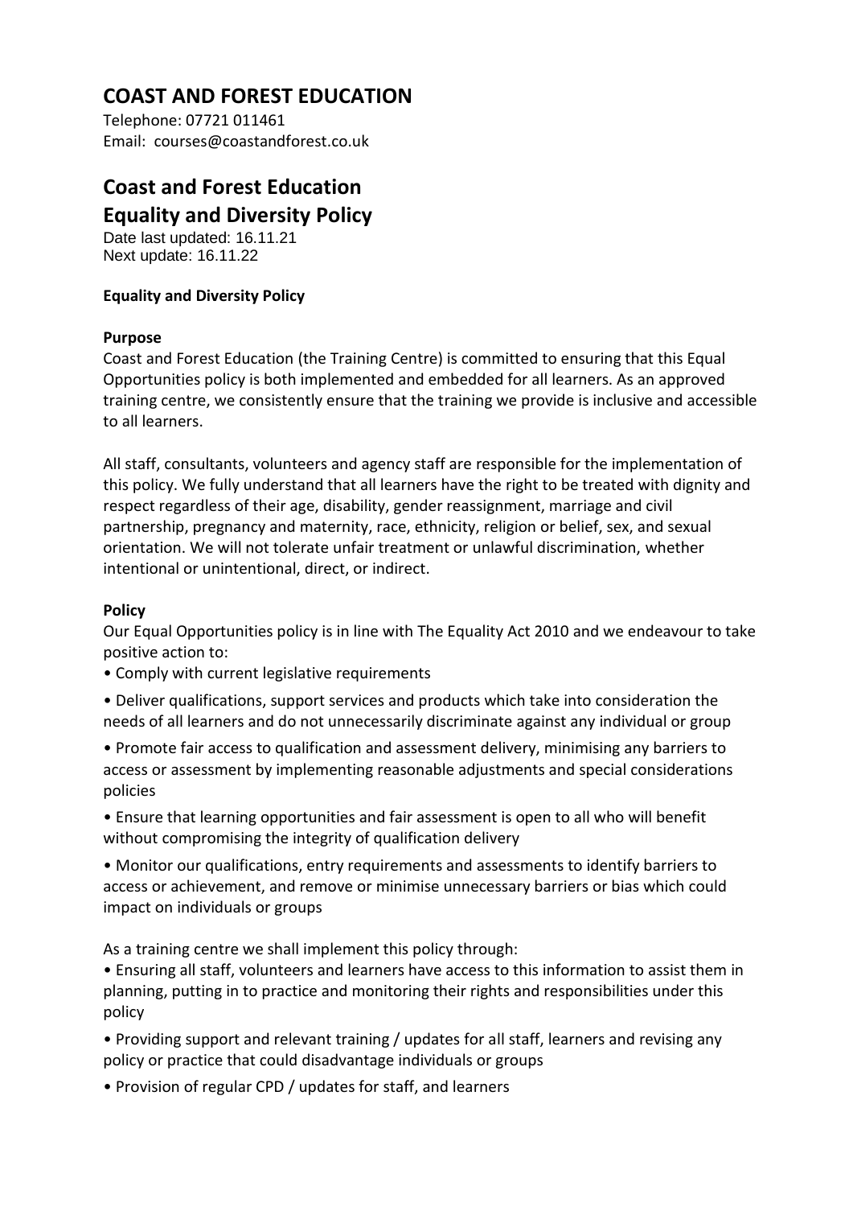# COAST AND FOREST EDUCATION

Telephone: 07721 011461
Email: courses@coastandforest.co.uk

# Coast and Forest Education
## Equality and Diversity Policy

Date last updated: 16.11.21
Next update: 16.11.22

**Equality and Diversity Policy**

**Purpose**

Coast and Forest Education (the Training Centre) is committed to ensuring that this Equal Opportunities policy is both implemented and embedded for all learners. As an approved training centre, we consistently ensure that the training we provide is inclusive and accessible to all learners.

All staff, consultants, volunteers and agency staff are responsible for the implementation of this policy. We fully understand that all learners have the right to be treated with dignity and respect regardless of their age, disability, gender reassignment, marriage and civil partnership, pregnancy and maternity, race, ethnicity, religion or belief, sex, and sexual orientation. We will not tolerate unfair treatment or unlawful discrimination, whether intentional or unintentional, direct, or indirect.

**Policy**

Our Equal Opportunities policy is in line with The Equality Act 2010 and we endeavour to take positive action to:

- Comply with current legislative requirements
- Deliver qualifications, support services and products which take into consideration the needs of all learners and do not unnecessarily discriminate against any individual or group
- Promote fair access to qualification and assessment delivery, minimising any barriers to access or assessment by implementing reasonable adjustments and special considerations policies
- Ensure that learning opportunities and fair assessment is open to all who will benefit without compromising the integrity of qualification delivery
- Monitor our qualifications, entry requirements and assessments to identify barriers to access or achievement, and remove or minimise unnecessary barriers or bias which could impact on individuals or groups

As a training centre we shall implement this policy through:

- Ensuring all staff, volunteers and learners have access to this information to assist them in planning, putting in to practice and monitoring their rights and responsibilities under this policy
- Providing support and relevant training / updates for all staff, learners and revising any policy or practice that could disadvantage individuals or groups
- Provision of regular CPD / updates for staff, and learners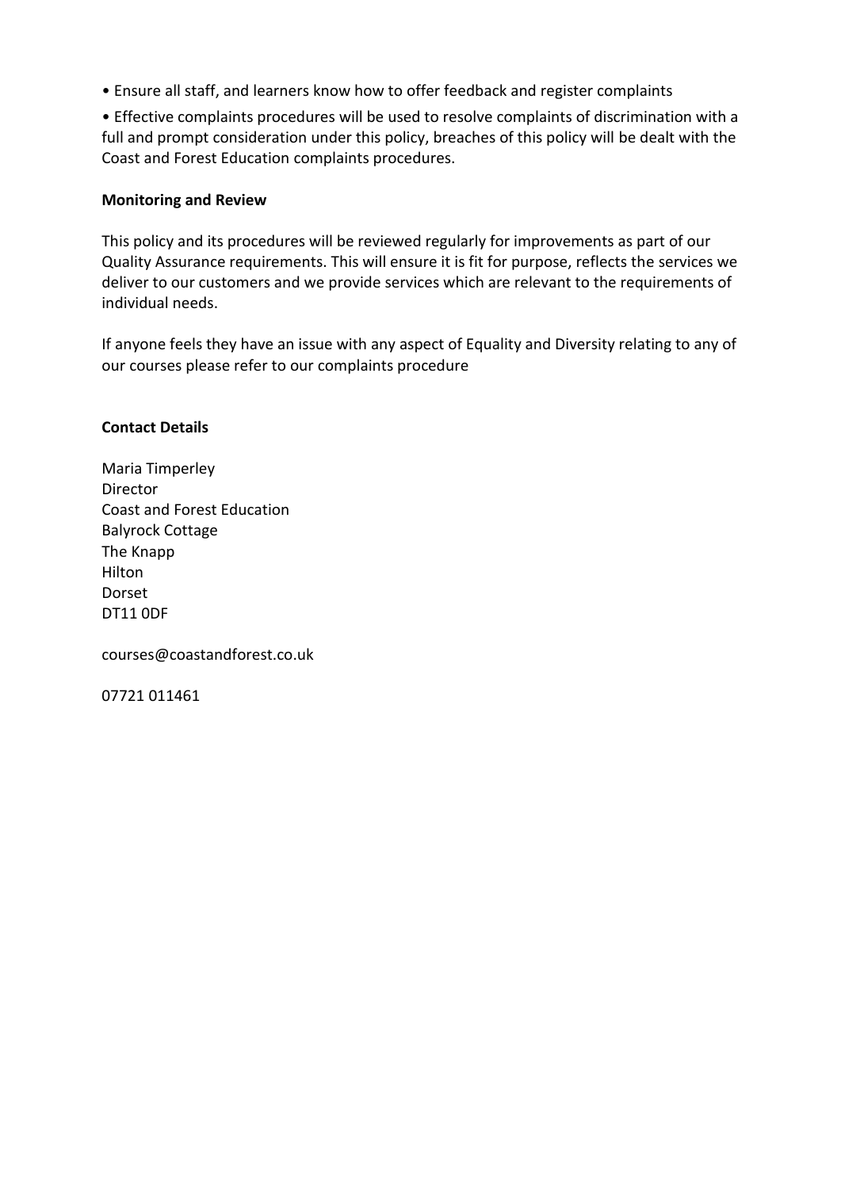- Ensure all staff, and learners know how to offer feedback and register complaints
- Effective complaints procedures will be used to resolve complaints of discrimination with a full and prompt consideration under this policy, breaches of this policy will be dealt with the Coast and Forest Education complaints procedures.

**Monitoring and Review**

This policy and its procedures will be reviewed regularly for improvements as part of our Quality Assurance requirements. This will ensure it is fit for purpose, reflects the services we deliver to our customers and we provide services which are relevant to the requirements of individual needs.

If anyone feels they have an issue with any aspect of Equality and Diversity relating to any of our courses please refer to our complaints procedure

**Contact Details**

Maria Timperley
Director
Coast and Forest Education
Balyrock Cottage
The Knapp
Hilton
Dorset
DT11 0DF

courses@coastandforest.co.uk

07721 011461